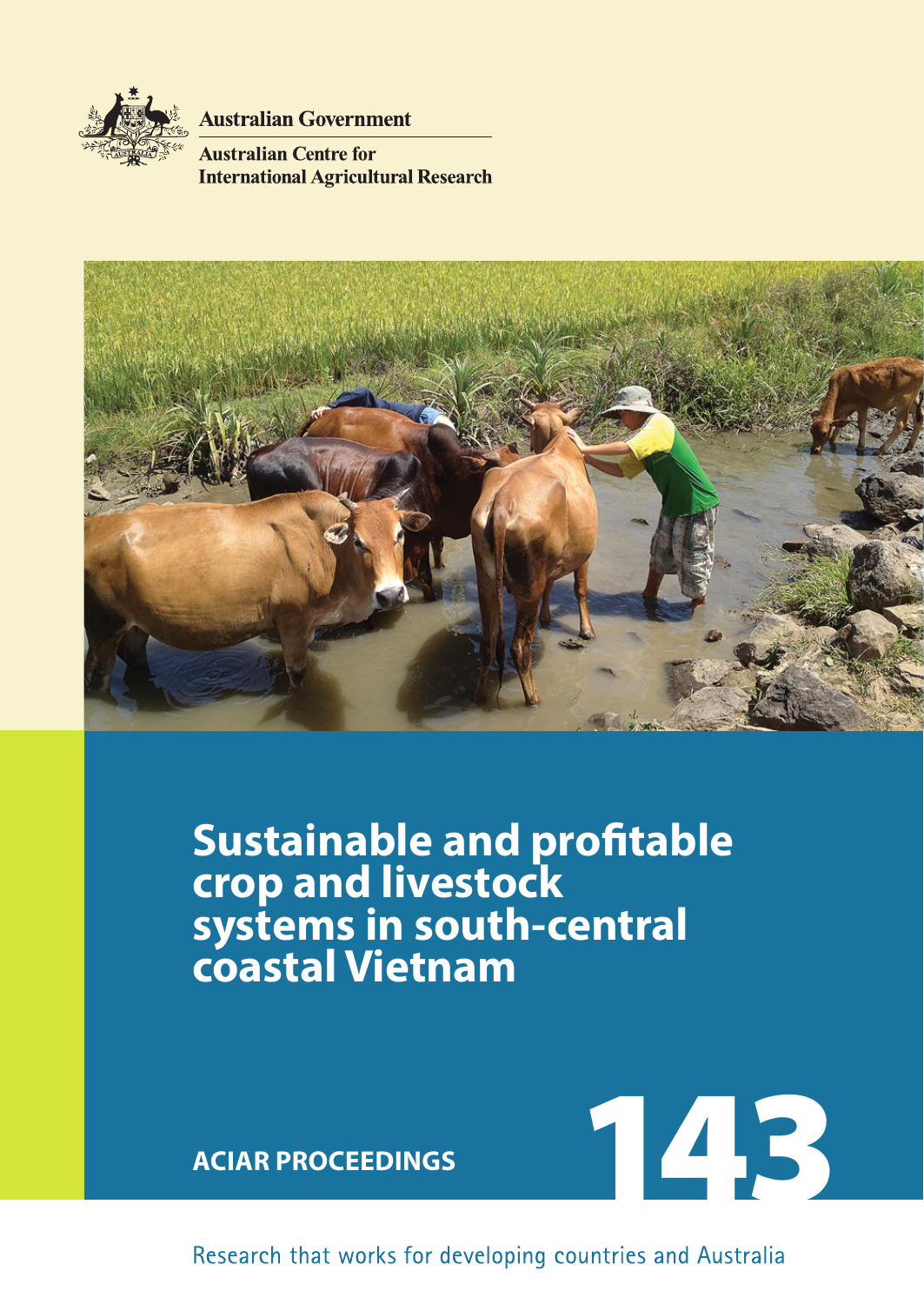Australian Government

Australian Centre for International Agricultural Research

# Sustainable and profitable crop and livestock systems in south-central coastal Vietnam

ACIAR PROCEEDINGS

143

Research that works for developing countries and Australia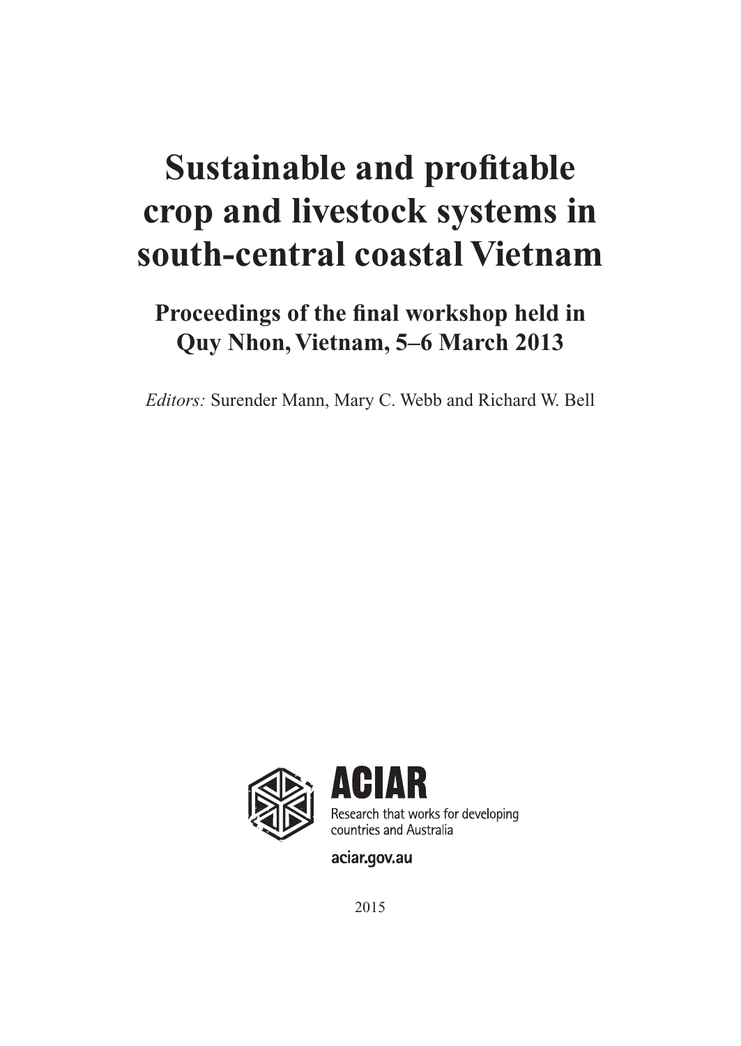# Sustainable and profitable crop and livestock systems in south-central coastal Vietnam

## Proceedings of the final workshop held in Quy Nhon, Vietnam, 5–6 March 2013

*Editors:* Surender Mann, Mary C. Webb and Richard W. Bell

ACIAR

Research that works for developing countries and Australia

aciar.gov.au

2015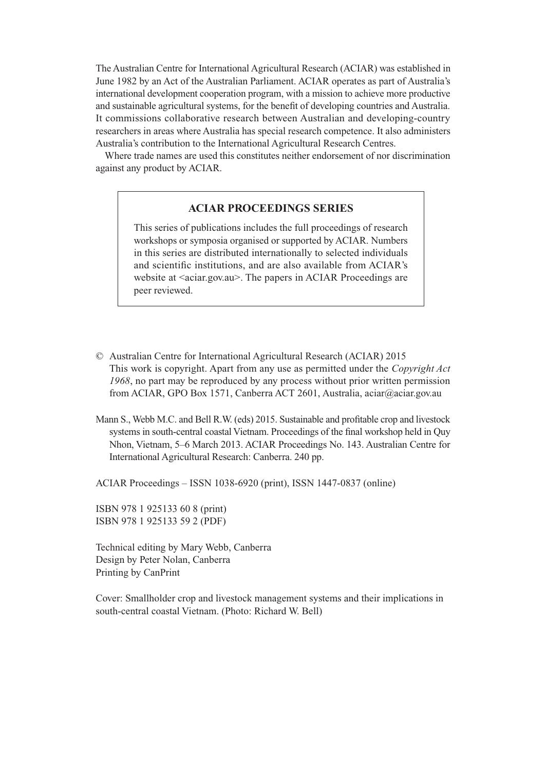The Australian Centre for International Agricultural Research (ACIAR) was established in June 1982 by an Act of the Australian Parliament. ACIAR operates as part of Australia's international development cooperation program, with a mission to achieve more productive and sustainable agricultural systems, for the benefit of developing countries and Australia. It commissions collaborative research between Australian and developing-country researchers in areas where Australia has special research competence. It also administers Australia's contribution to the International Agricultural Research Centres.

Where trade names are used this constitutes neither endorsement of nor discrimination against any product by ACIAR.

**ACIAR PROCEEDINGS SERIES**

This series of publications includes the full proceedings of research workshops or symposia organised or supported by ACIAR. Numbers in this series are distributed internationally to selected individuals and scientific institutions, and are also available from ACIAR's website at <aciar.gov.au>. The papers in ACIAR Proceedings are peer reviewed.

© Australian Centre for International Agricultural Research (ACIAR) 2015
This work is copyright. Apart from any use as permitted under the *Copyright Act 1968*, no part may be reproduced by any process without prior written permission from ACIAR, GPO Box 1571, Canberra ACT 2601, Australia, aciar@aciar.gov.au

Mann S., Webb M.C. and Bell R.W. (eds) 2015. Sustainable and profitable crop and livestock systems in south-central coastal Vietnam. Proceedings of the final workshop held in Quy Nhon, Vietnam, 5–6 March 2013. ACIAR Proceedings No. 143. Australian Centre for International Agricultural Research: Canberra. 240 pp.

ACIAR Proceedings – ISSN 1038-6920 (print), ISSN 1447-0837 (online)

ISBN 978 1 925133 60 8 (print)
ISBN 978 1 925133 59 2 (PDF)

Technical editing by Mary Webb, Canberra
Design by Peter Nolan, Canberra
Printing by CanPrint

Cover: Smallholder crop and livestock management systems and their implications in south-central coastal Vietnam. (Photo: Richard W. Bell)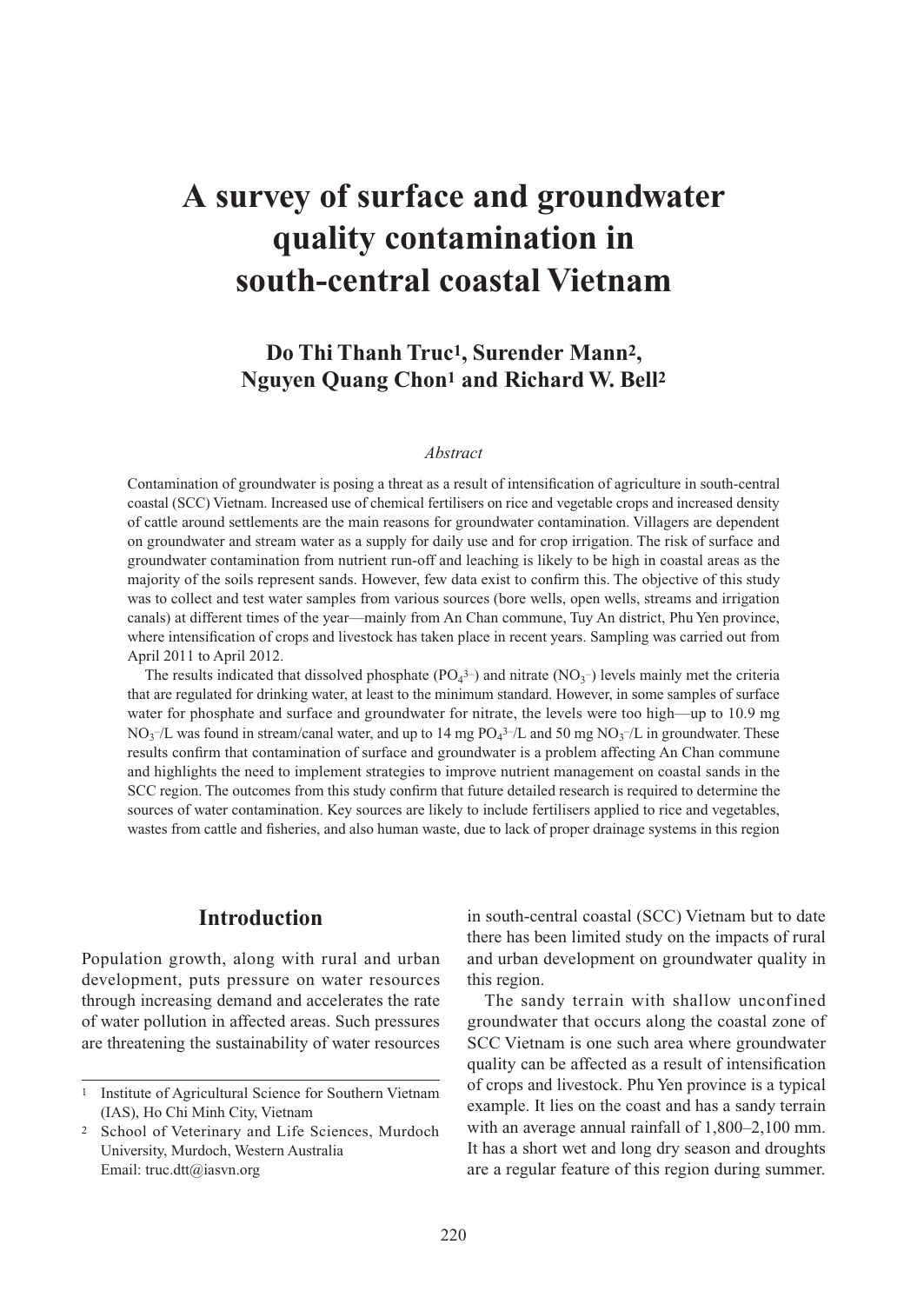# A survey of surface and groundwater quality contamination in south-central coastal Vietnam

## Do Thi Thanh Truc[1], Surender Mann[2], Nguyen Quang Chon[1] and Richard W. Bell[2]

### *Abstract*

Contamination of groundwater is posing a threat as a result of intensification of agriculture in south-central coastal (SCC) Vietnam. Increased use of chemical fertilisers on rice and vegetable crops and increased density of cattle around settlements are the main reasons for groundwater contamination. Villagers are dependent on groundwater and stream water as a supply for daily use and for crop irrigation. The risk of surface and groundwater contamination from nutrient run-off and leaching is likely to be high in coastal areas as the majority of the soils represent sands. However, few data exist to confirm this. The objective of this study was to collect and test water samples from various sources (bore wells, open wells, streams and irrigation canals) at different times of the year—mainly from An Chan commune, Tuy An district, Phu Yen province, where intensification of crops and livestock has taken place in recent years. Sampling was carried out from April 2011 to April 2012.

The results indicated that dissolved phosphate ($PO_4^{3-}$) and nitrate ($NO_3^-$) levels mainly met the criteria that are regulated for drinking water, at least to the minimum standard. However, in some samples of surface water for phosphate and surface and groundwater for nitrate, the levels were too high—up to 10.9 mg $NO_3^-$/L was found in stream/canal water, and up to 14 mg $PO_4^{3-}$/L and 50 mg $NO_3^-$/L in groundwater. These results confirm that contamination of surface and groundwater is a problem affecting An Chan commune and highlights the need to implement strategies to improve nutrient management on coastal sands in the SCC region. The outcomes from this study confirm that future detailed research is required to determine the sources of water contamination. Key sources are likely to include fertilisers applied to rice and vegetables, wastes from cattle and fisheries, and also human waste, due to lack of proper drainage systems in this region

## Introduction

Population growth, along with rural and urban development, puts pressure on water resources through increasing demand and accelerates the rate of water pollution in affected areas. Such pressures are threatening the sustainability of water resources in south-central coastal (SCC) Vietnam but to date there has been limited study on the impacts of rural and urban development on groundwater quality in this region.

The sandy terrain with shallow unconfined groundwater that occurs along the coastal zone of SCC Vietnam is one such area where groundwater quality can be affected as a result of intensification of crops and livestock. Phu Yen province is a typical example. It lies on the coast and has a sandy terrain with an average annual rainfall of 1,800–2,100 mm. It has a short wet and long dry season and droughts are a regular feature of this region during summer.

[1] Institute of Agricultural Science for Southern Vietnam (IAS), Ho Chi Minh City, Vietnam

[2] School of Veterinary and Life Sciences, Murdoch University, Murdoch, Western Australia
Email: truc.dtt@iasvn.org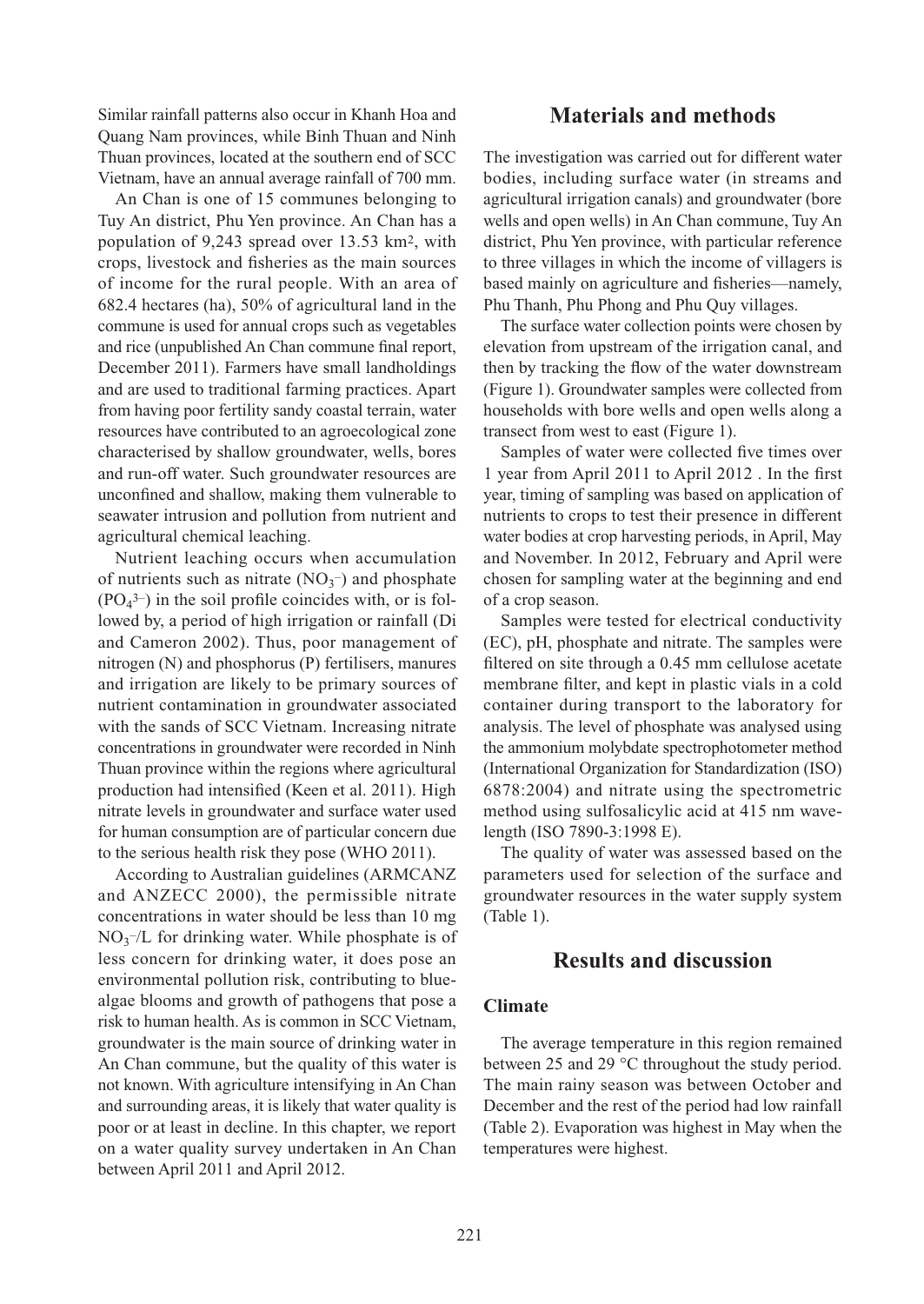Similar rainfall patterns also occur in Khanh Hoa and Quang Nam provinces, while Binh Thuan and Ninh Thuan provinces, located at the southern end of SCC Vietnam, have an annual average rainfall of 700 mm.

An Chan is one of 15 communes belonging to Tuy An district, Phu Yen province. An Chan has a population of 9,243 spread over 13.53 km$^2$, with crops, livestock and fisheries as the main sources of income for the rural people. With an area of 682.4 hectares (ha), 50% of agricultural land in the commune is used for annual crops such as vegetables and rice (unpublished An Chan commune final report, December 2011). Farmers have small landholdings and are used to traditional farming practices. Apart from having poor fertility sandy coastal terrain, water resources have contributed to an agroecological zone characterised by shallow groundwater, wells, bores and run-off water. Such groundwater resources are unconfined and shallow, making them vulnerable to seawater intrusion and pollution from nutrient and agricultural chemical leaching.

Nutrient leaching occurs when accumulation of nutrients such as nitrate ($NO_3^-$) and phosphate ($PO_4^{3-}$) in the soil profile coincides with, or is followed by, a period of high irrigation or rainfall (Di and Cameron 2002). Thus, poor management of nitrogen (N) and phosphorus (P) fertilisers, manures and irrigation are likely to be primary sources of nutrient contamination in groundwater associated with the sands of SCC Vietnam. Increasing nitrate concentrations in groundwater were recorded in Ninh Thuan province within the regions where agricultural production had intensified (Keen et al. 2011). High nitrate levels in groundwater and surface water used for human consumption are of particular concern due to the serious health risk they pose (WHO 2011).

According to Australian guidelines (ARMCANZ and ANZECC 2000), the permissible nitrate concentrations in water should be less than 10 mg $NO_3^-$/L for drinking water. While phosphate is of less concern for drinking water, it does pose an environmental pollution risk, contributing to blue-algae blooms and growth of pathogens that pose a risk to human health. As is common in SCC Vietnam, groundwater is the main source of drinking water in An Chan commune, but the quality of this water is not known. With agriculture intensifying in An Chan and surrounding areas, it is likely that water quality is poor or at least in decline. In this chapter, we report on a water quality survey undertaken in An Chan between April 2011 and April 2012.

## Materials and methods

The investigation was carried out for different water bodies, including surface water (in streams and agricultural irrigation canals) and groundwater (bore wells and open wells) in An Chan commune, Tuy An district, Phu Yen province, with particular reference to three villages in which the income of villagers is based mainly on agriculture and fisheries—namely, Phu Thanh, Phu Phong and Phu Quy villages.

The surface water collection points were chosen by elevation from upstream of the irrigation canal, and then by tracking the flow of the water downstream (Figure 1). Groundwater samples were collected from households with bore wells and open wells along a transect from west to east (Figure 1).

Samples of water were collected five times over 1 year from April 2011 to April 2012 . In the first year, timing of sampling was based on application of nutrients to crops to test their presence in different water bodies at crop harvesting periods, in April, May and November. In 2012, February and April were chosen for sampling water at the beginning and end of a crop season.

Samples were tested for electrical conductivity (EC), pH, phosphate and nitrate. The samples were filtered on site through a 0.45 mm cellulose acetate membrane filter, and kept in plastic vials in a cold container during transport to the laboratory for analysis. The level of phosphate was analysed using the ammonium molybdate spectrophotometer method (International Organization for Standardization (ISO) 6878:2004) and nitrate using the spectrometric method using sulfosalicylic acid at 415 nm wavelength (ISO 7890-3:1998 E).

The quality of water was assessed based on the parameters used for selection of the surface and groundwater resources in the water supply system (Table 1).

## Results and discussion

### Climate

The average temperature in this region remained between 25 and 29 °C throughout the study period. The main rainy season was between October and December and the rest of the period had low rainfall (Table 2). Evaporation was highest in May when the temperatures were highest.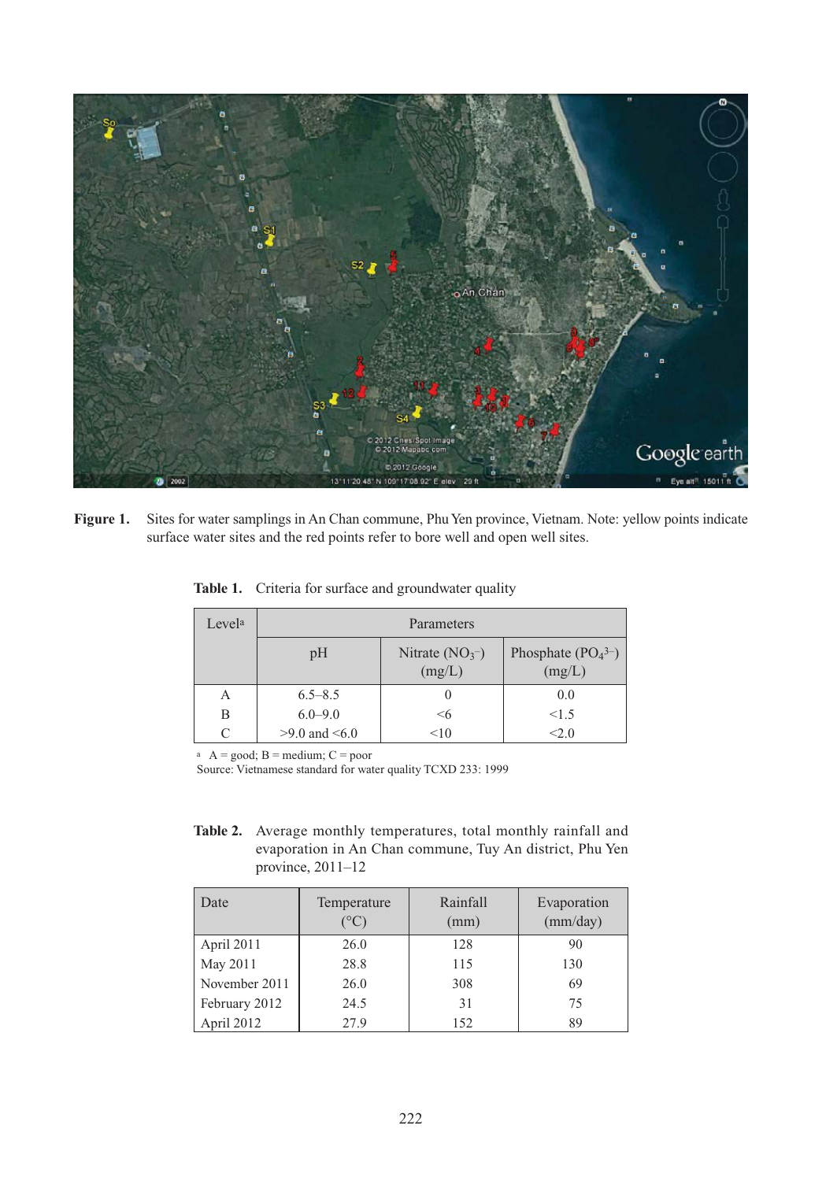**Figure 1.** Sites for water samplings in An Chan commune, Phu Yen province, Vietnam. Note: yellow points indicate surface water sites and the red points refer to bore well and open well sites.

**Table 1.** Criteria for surface and groundwater quality

| Level[a] | Parameters | | |
|---|---|---|---|
| | pH | Nitrate ($NO_3^-$) (mg/L) | Phosphate ($PO_4^{3-}$) (mg/L) |
| A | 6.5–8.5 | 0 | 0.0 |
| B | 6.0–9.0 | <6 | <1.5 |
| C | >9.0 and <6.0 | <10 | <2.0 |

[a] A = good; B = medium; C = poor

Source: Vietnamese standard for water quality TCXD 233: 1999

**Table 2.** Average monthly temperatures, total monthly rainfall and evaporation in An Chan commune, Tuy An district, Phu Yen province, 2011–12

| Date | Temperature (°C) | Rainfall (mm) | Evaporation (mm/day) |
|---|---|---|---|
| April 2011 | 26.0 | 128 | 90 |
| May 2011 | 28.8 | 115 | 130 |
| November 2011 | 26.0 | 308 | 69 |
| February 2012 | 24.5 | 31 | 75 |
| April 2012 | 27.9 | 152 | 89 |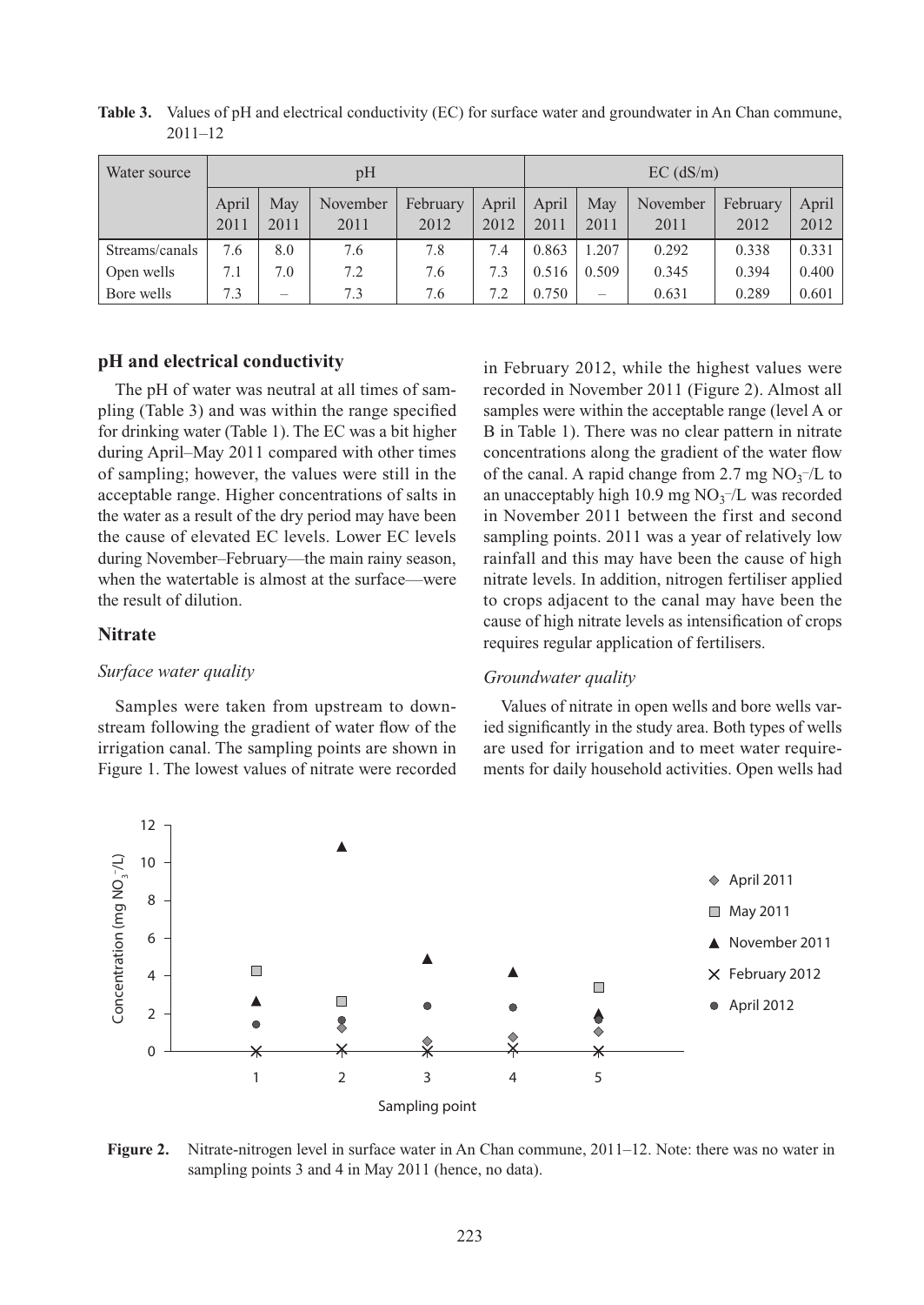**Table 3.** Values of pH and electrical conductivity (EC) for surface water and groundwater in An Chan commune, 2011–12

| Water source | pH | | | | | EC (dS/m) | | | | |
|---|---|---|---|---|---|---|---|---|---|---|
| | April 2011 | May 2011 | November 2011 | February 2012 | April 2012 | April 2011 | May 2011 | November 2011 | February 2012 | April 2012 |
| Streams/canals | 7.6 | 8.0 | 7.6 | 7.8 | 7.4 | 0.863 | 1.207 | 0.292 | 0.338 | 0.331 |
| Open wells | 7.1 | 7.0 | 7.2 | 7.6 | 7.3 | 0.516 | 0.509 | 0.345 | 0.394 | 0.400 |
| Bore wells | 7.3 | – | 7.3 | 7.6 | 7.2 | 0.750 | – | 0.631 | 0.289 | 0.601 |

## pH and electrical conductivity

The pH of water was neutral at all times of sampling (Table 3) and was within the range specified for drinking water (Table 1). The EC was a bit higher during April–May 2011 compared with other times of sampling; however, the values were still in the acceptable range. Higher concentrations of salts in the water as a result of the dry period may have been the cause of elevated EC levels. Lower EC levels during November–February—the main rainy season, when the watertable is almost at the surface—were the result of dilution.

## Nitrate

### *Surface water quality*

Samples were taken from upstream to downstream following the gradient of water flow of the irrigation canal. The sampling points are shown in Figure 1. The lowest values of nitrate were recorded in February 2012, while the highest values were recorded in November 2011 (Figure 2). Almost all samples were within the acceptable range (level A or B in Table 1). There was no clear pattern in nitrate concentrations along the gradient of the water flow of the canal. A rapid change from 2.7 mg $NO_3^-$/L to an unacceptably high 10.9 mg $NO_3^-$/L was recorded in November 2011 between the first and second sampling points. 2011 was a year of relatively low rainfall and this may have been the cause of high nitrate levels. In addition, nitrogen fertiliser applied to crops adjacent to the canal may have been the cause of high nitrate levels as intensification of crops requires regular application of fertilisers.

### *Groundwater quality*

Values of nitrate in open wells and bore wells varied significantly in the study area. Both types of wells are used for irrigation and to meet water requirements for daily household activities. Open wells had

**Figure 2.** Nitrate-nitrogen level in surface water in An Chan commune, 2011–12. Note: there was no water in sampling points 3 and 4 in May 2011 (hence, no data).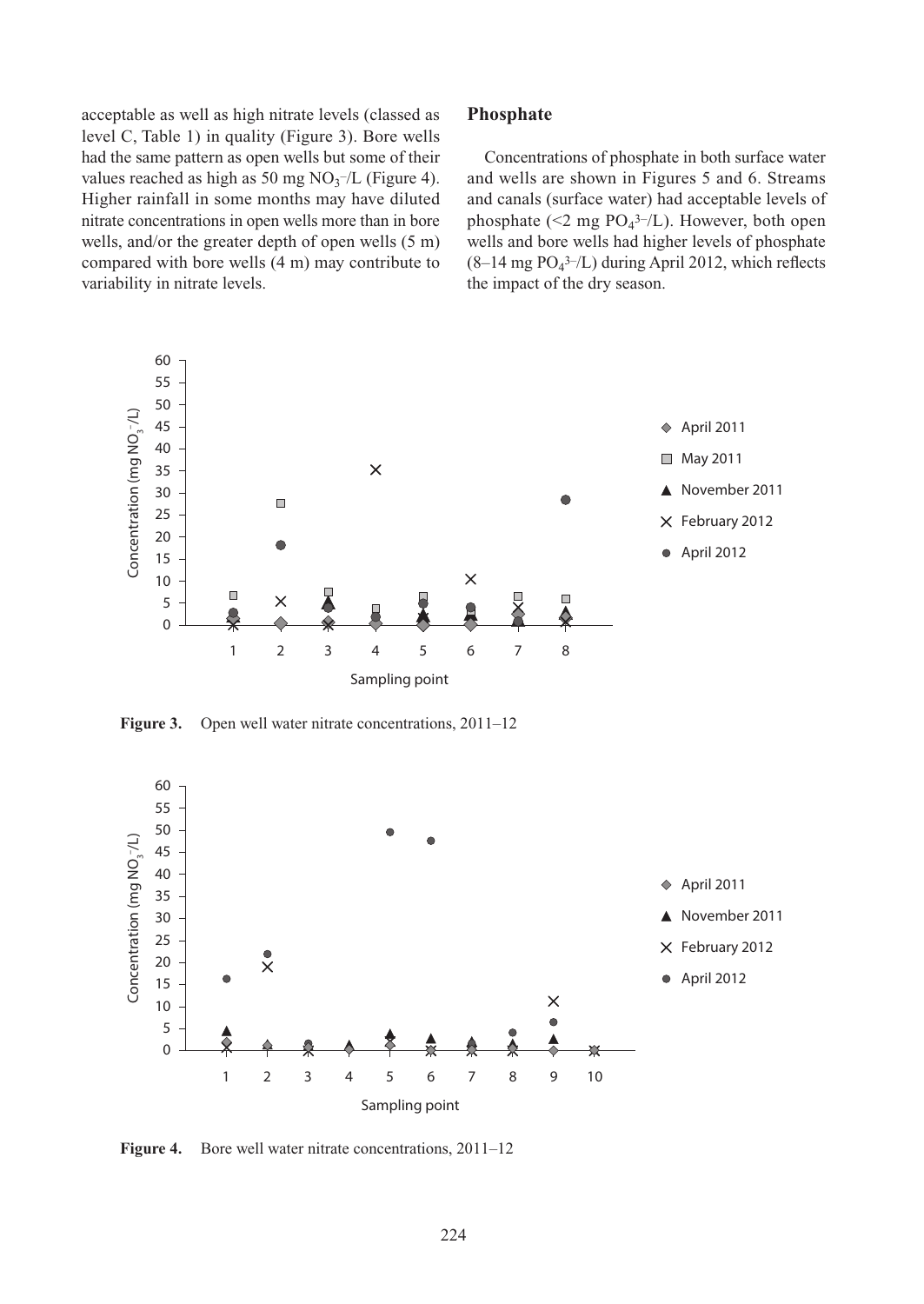acceptable as well as high nitrate levels (classed as level C, Table 1) in quality (Figure 3). Bore wells had the same pattern as open wells but some of their values reached as high as 50 mg $NO_3^-$/L (Figure 4). Higher rainfall in some months may have diluted nitrate concentrations in open wells more than in bore wells, and/or the greater depth of open wells (5 m) compared with bore wells (4 m) may contribute to variability in nitrate levels.

## Phosphate

Concentrations of phosphate in both surface water and wells are shown in Figures 5 and 6. Streams and canals (surface water) had acceptable levels of phosphate (<2 mg $PO_4^{3-}$/L). However, both open wells and bore wells had higher levels of phosphate (8–14 mg $PO_4^{3-}$/L) during April 2012, which reflects the impact of the dry season.

**Figure 3.** Open well water nitrate concentrations, 2011–12

**Figure 4.** Bore well water nitrate concentrations, 2011–12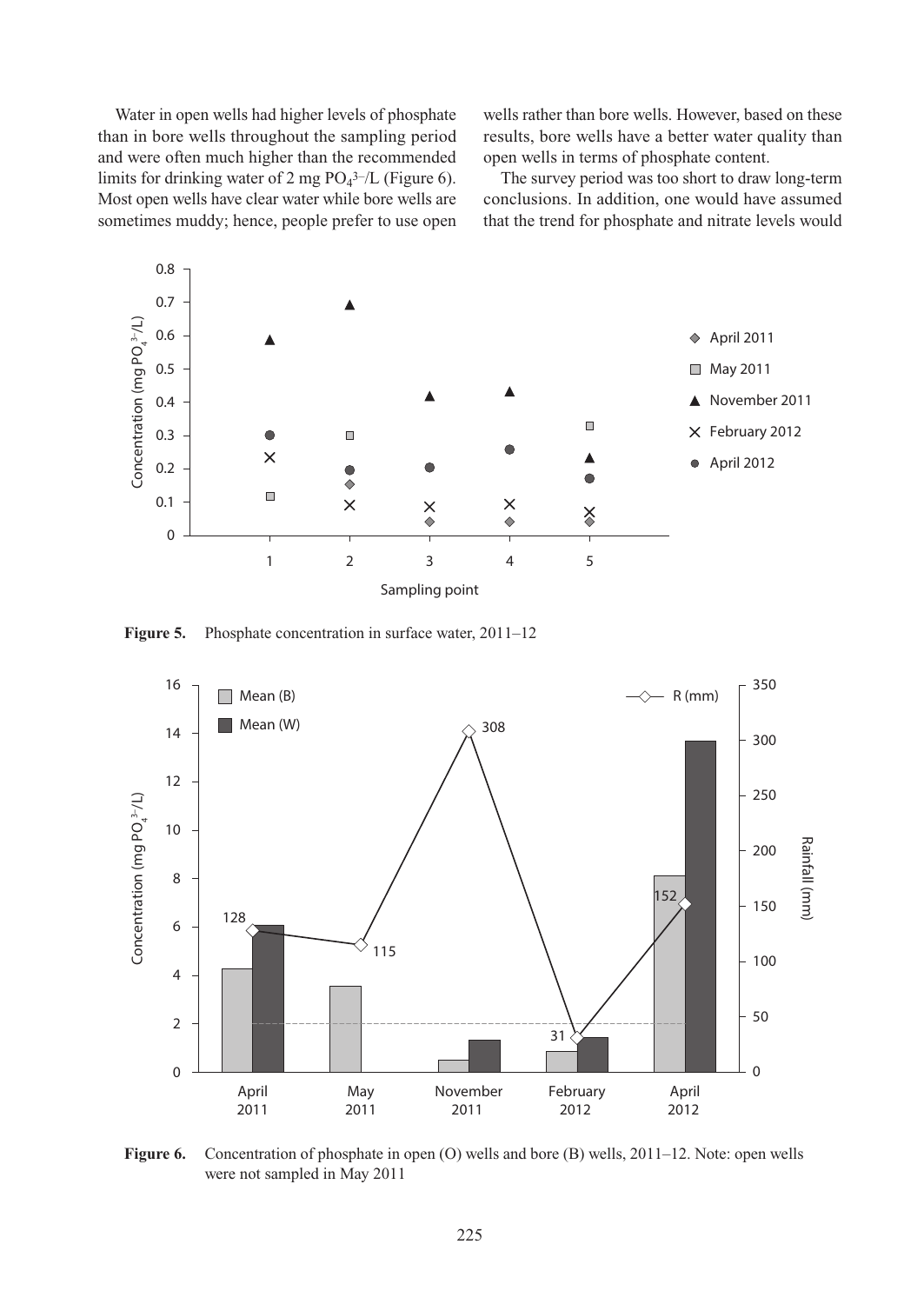Water in open wells had higher levels of phosphate than in bore wells throughout the sampling period and were often much higher than the recommended limits for drinking water of 2 mg $PO_4^{3-}$/L (Figure 6). Most open wells have clear water while bore wells are sometimes muddy; hence, people prefer to use open wells rather than bore wells. However, based on these results, bore wells have a better water quality than open wells in terms of phosphate content.

The survey period was too short to draw long-term conclusions. In addition, one would have assumed that the trend for phosphate and nitrate levels would

**Figure 5.** Phosphate concentration in surface water, 2011–12

**Figure 6.** Concentration of phosphate in open (O) wells and bore (B) wells, 2011–12. Note: open wells were not sampled in May 2011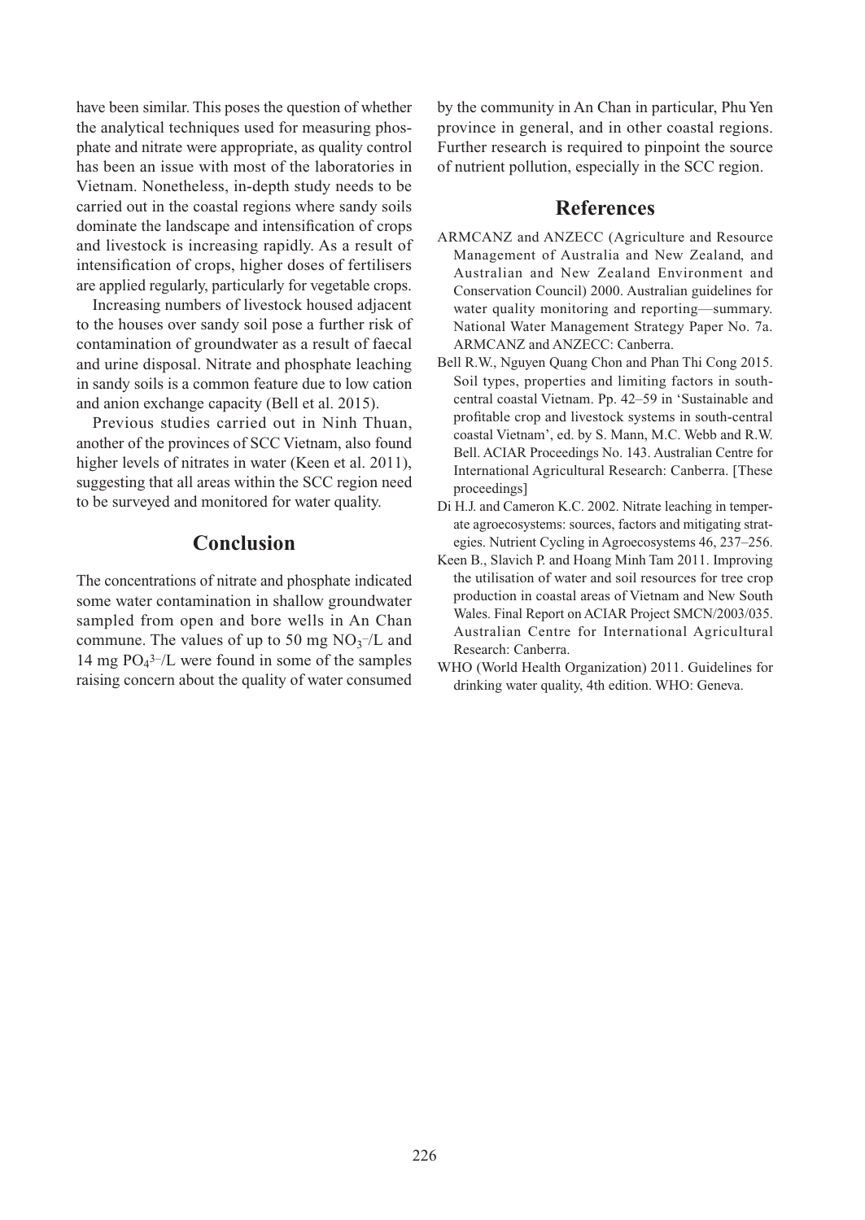have been similar. This poses the question of whether the analytical techniques used for measuring phosphate and nitrate were appropriate, as quality control has been an issue with most of the laboratories in Vietnam. Nonetheless, in-depth study needs to be carried out in the coastal regions where sandy soils dominate the landscape and intensification of crops and livestock is increasing rapidly. As a result of intensification of crops, higher doses of fertilisers are applied regularly, particularly for vegetable crops.

Increasing numbers of livestock housed adjacent to the houses over sandy soil pose a further risk of contamination of groundwater as a result of faecal and urine disposal. Nitrate and phosphate leaching in sandy soils is a common feature due to low cation and anion exchange capacity (Bell et al. 2015).

Previous studies carried out in Ninh Thuan, another of the provinces of SCC Vietnam, also found higher levels of nitrates in water (Keen et al. 2011), suggesting that all areas within the SCC region need to be surveyed and monitored for water quality.

## Conclusion

The concentrations of nitrate and phosphate indicated some water contamination in shallow groundwater sampled from open and bore wells in An Chan commune. The values of up to 50 mg $NO_3^-$/L and 14 mg $PO_4^{3-}$/L were found in some of the samples raising concern about the quality of water consumed by the community in An Chan in particular, Phu Yen province in general, and in other coastal regions. Further research is required to pinpoint the source of nutrient pollution, especially in the SCC region.

## References

ARMCANZ and ANZECC (Agriculture and Resource Management of Australia and New Zealand, and Australian and New Zealand Environment and Conservation Council) 2000. Australian guidelines for water quality monitoring and reporting—summary. National Water Management Strategy Paper No. 7a. ARMCANZ and ANZECC: Canberra.

Bell R.W., Nguyen Quang Chon and Phan Thi Cong 2015. Soil types, properties and limiting factors in south-central coastal Vietnam. Pp. 42–59 in 'Sustainable and profitable crop and livestock systems in south-central coastal Vietnam', ed. by S. Mann, M.C. Webb and R.W. Bell. ACIAR Proceedings No. 143. Australian Centre for International Agricultural Research: Canberra. [These proceedings]

Di H.J. and Cameron K.C. 2002. Nitrate leaching in temperate agroecosystems: sources, factors and mitigating strategies. Nutrient Cycling in Agroecosystems 46, 237–256.

Keen B., Slavich P. and Hoang Minh Tam 2011. Improving the utilisation of water and soil resources for tree crop production in coastal areas of Vietnam and New South Wales. Final Report on ACIAR Project SMCN/2003/035. Australian Centre for International Agricultural Research: Canberra.

WHO (World Health Organization) 2011. Guidelines for drinking water quality, 4th edition. WHO: Geneva.